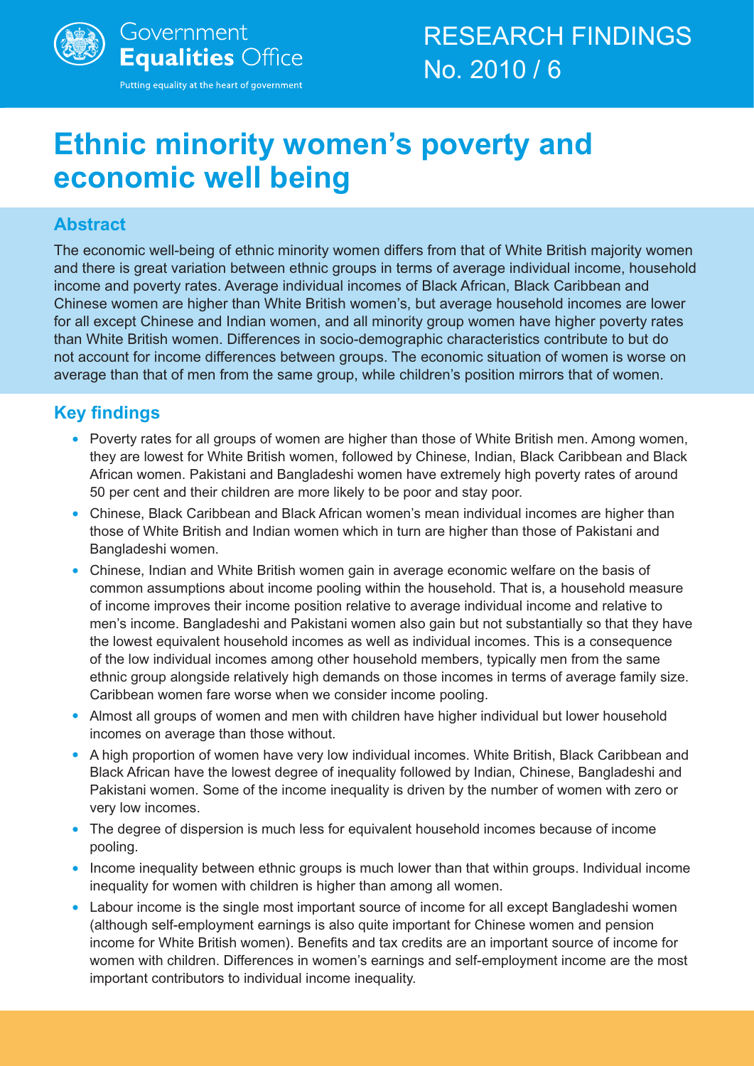Government **Equalities** Office

Putting equality at the heart of government

RESEARCH FINDINGS
No. 2010 / 6

# Ethnic minority women's poverty and economic well being

## Abstract

The economic well-being of ethnic minority women differs from that of White British majority women and there is great variation between ethnic groups in terms of average individual income, household income and poverty rates. Average individual incomes of Black African, Black Caribbean and Chinese women are higher than White British women's, but average household incomes are lower for all except Chinese and Indian women, and all minority group women have higher poverty rates than White British women. Differences in socio-demographic characteristics contribute to but do not account for income differences between groups. The economic situation of women is worse on average than that of men from the same group, while children's position mirrors that of women.

## Key findings

- Poverty rates for all groups of women are higher than those of White British men. Among women, they are lowest for White British women, followed by Chinese, Indian, Black Caribbean and Black African women. Pakistani and Bangladeshi women have extremely high poverty rates of around 50 per cent and their children are more likely to be poor and stay poor.
- Chinese, Black Caribbean and Black African women's mean individual incomes are higher than those of White British and Indian women which in turn are higher than those of Pakistani and Bangladeshi women.
- Chinese, Indian and White British women gain in average economic welfare on the basis of common assumptions about income pooling within the household. That is, a household measure of income improves their income position relative to average individual income and relative to men's income. Bangladeshi and Pakistani women also gain but not substantially so that they have the lowest equivalent household incomes as well as individual incomes. This is a consequence of the low individual incomes among other household members, typically men from the same ethnic group alongside relatively high demands on those incomes in terms of average family size. Caribbean women fare worse when we consider income pooling.
- Almost all groups of women and men with children have higher individual but lower household incomes on average than those without.
- A high proportion of women have very low individual incomes. White British, Black Caribbean and Black African have the lowest degree of inequality followed by Indian, Chinese, Bangladeshi and Pakistani women. Some of the income inequality is driven by the number of women with zero or very low incomes.
- The degree of dispersion is much less for equivalent household incomes because of income pooling.
- Income inequality between ethnic groups is much lower than that within groups. Individual income inequality for women with children is higher than among all women.
- Labour income is the single most important source of income for all except Bangladeshi women (although self-employment earnings is also quite important for Chinese women and pension income for White British women). Benefits and tax credits are an important source of income for women with children. Differences in women's earnings and self-employment income are the most important contributors to individual income inequality.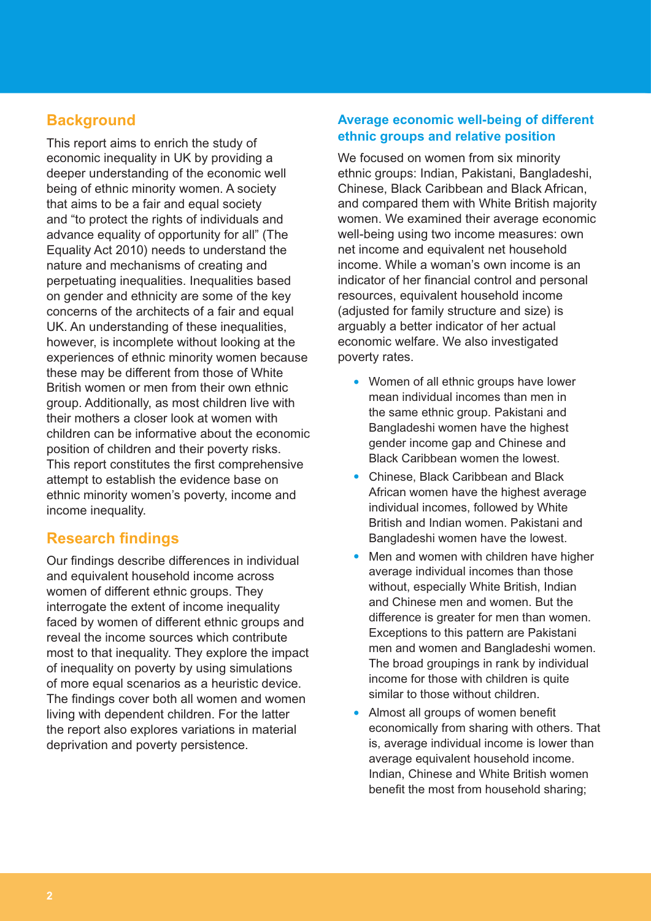## Background

This report aims to enrich the study of economic inequality in UK by providing a deeper understanding of the economic well being of ethnic minority women. A society that aims to be a fair and equal society and "to protect the rights of individuals and advance equality of opportunity for all" (The Equality Act 2010) needs to understand the nature and mechanisms of creating and perpetuating inequalities. Inequalities based on gender and ethnicity are some of the key concerns of the architects of a fair and equal UK. An understanding of these inequalities, however, is incomplete without looking at the experiences of ethnic minority women because these may be different from those of White British women or men from their own ethnic group. Additionally, as most children live with their mothers a closer look at women with children can be informative about the economic position of children and their poverty risks. This report constitutes the first comprehensive attempt to establish the evidence base on ethnic minority women's poverty, income and income inequality.

## Research findings

Our findings describe differences in individual and equivalent household income across women of different ethnic groups. They interrogate the extent of income inequality faced by women of different ethnic groups and reveal the income sources which contribute most to that inequality. They explore the impact of inequality on poverty by using simulations of more equal scenarios as a heuristic device. The findings cover both all women and women living with dependent children. For the latter the report also explores variations in material deprivation and poverty persistence.

### Average economic well-being of different ethnic groups and relative position

We focused on women from six minority ethnic groups: Indian, Pakistani, Bangladeshi, Chinese, Black Caribbean and Black African, and compared them with White British majority women. We examined their average economic well-being using two income measures: own net income and equivalent net household income. While a woman's own income is an indicator of her financial control and personal resources, equivalent household income (adjusted for family structure and size) is arguably a better indicator of her actual economic welfare. We also investigated poverty rates.

- Women of all ethnic groups have lower mean individual incomes than men in the same ethnic group. Pakistani and Bangladeshi women have the highest gender income gap and Chinese and Black Caribbean women the lowest.
- Chinese, Black Caribbean and Black African women have the highest average individual incomes, followed by White British and Indian women. Pakistani and Bangladeshi women have the lowest.
- Men and women with children have higher average individual incomes than those without, especially White British, Indian and Chinese men and women. But the difference is greater for men than women. Exceptions to this pattern are Pakistani men and women and Bangladeshi women. The broad groupings in rank by individual income for those with children is quite similar to those without children.
- Almost all groups of women benefit economically from sharing with others. That is, average individual income is lower than average equivalent household income. Indian, Chinese and White British women benefit the most from household sharing;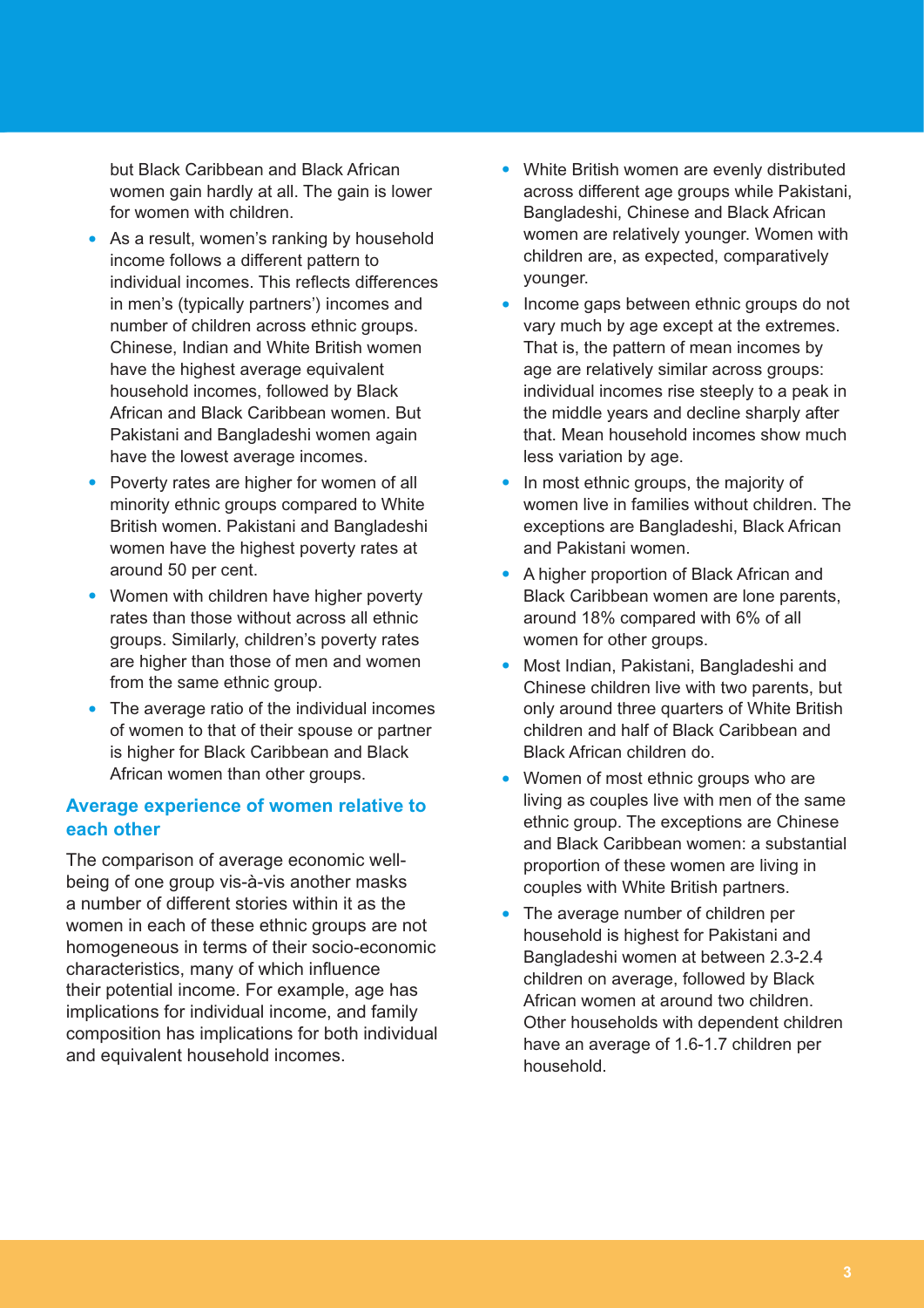but Black Caribbean and Black African women gain hardly at all. The gain is lower for women with children.

- As a result, women's ranking by household income follows a different pattern to individual incomes. This reflects differences in men's (typically partners') incomes and number of children across ethnic groups. Chinese, Indian and White British women have the highest average equivalent household incomes, followed by Black African and Black Caribbean women. But Pakistani and Bangladeshi women again have the lowest average incomes.
- Poverty rates are higher for women of all minority ethnic groups compared to White British women. Pakistani and Bangladeshi women have the highest poverty rates at around 50 per cent.
- Women with children have higher poverty rates than those without across all ethnic groups. Similarly, children's poverty rates are higher than those of men and women from the same ethnic group.
- The average ratio of the individual incomes of women to that of their spouse or partner is higher for Black Caribbean and Black African women than other groups.

## Average experience of women relative to each other

The comparison of average economic well-being of one group vis-à-vis another masks a number of different stories within it as the women in each of these ethnic groups are not homogeneous in terms of their socio-economic characteristics, many of which influence their potential income. For example, age has implications for individual income, and family composition has implications for both individual and equivalent household incomes.

- White British women are evenly distributed across different age groups while Pakistani, Bangladeshi, Chinese and Black African women are relatively younger. Women with children are, as expected, comparatively younger.
- Income gaps between ethnic groups do not vary much by age except at the extremes. That is, the pattern of mean incomes by age are relatively similar across groups: individual incomes rise steeply to a peak in the middle years and decline sharply after that. Mean household incomes show much less variation by age.
- In most ethnic groups, the majority of women live in families without children. The exceptions are Bangladeshi, Black African and Pakistani women.
- A higher proportion of Black African and Black Caribbean women are lone parents, around 18% compared with 6% of all women for other groups.
- Most Indian, Pakistani, Bangladeshi and Chinese children live with two parents, but only around three quarters of White British children and half of Black Caribbean and Black African children do.
- Women of most ethnic groups who are living as couples live with men of the same ethnic group. The exceptions are Chinese and Black Caribbean women: a substantial proportion of these women are living in couples with White British partners.
- The average number of children per household is highest for Pakistani and Bangladeshi women at between 2.3-2.4 children on average, followed by Black African women at around two children. Other households with dependent children have an average of 1.6-1.7 children per household.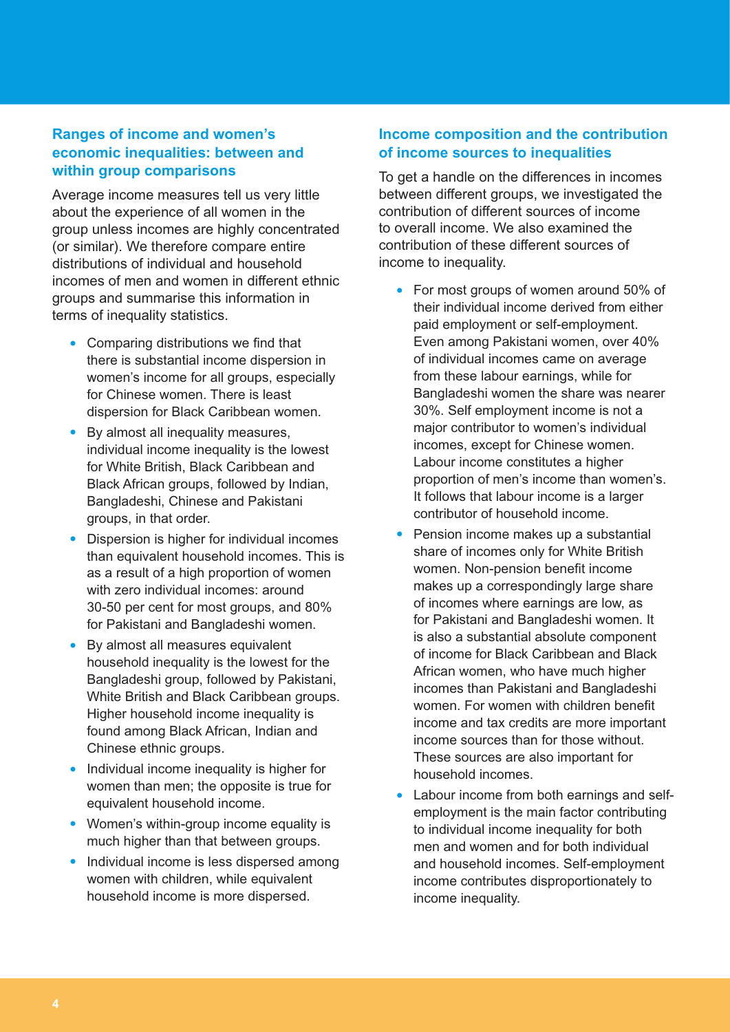## Ranges of income and women's economic inequalities: between and within group comparisons

Average income measures tell us very little about the experience of all women in the group unless incomes are highly concentrated (or similar). We therefore compare entire distributions of individual and household incomes of men and women in different ethnic groups and summarise this information in terms of inequality statistics.

- Comparing distributions we find that there is substantial income dispersion in women's income for all groups, especially for Chinese women. There is least dispersion for Black Caribbean women.
- By almost all inequality measures, individual income inequality is the lowest for White British, Black Caribbean and Black African groups, followed by Indian, Bangladeshi, Chinese and Pakistani groups, in that order.
- Dispersion is higher for individual incomes than equivalent household incomes. This is as a result of a high proportion of women with zero individual incomes: around 30-50 per cent for most groups, and 80% for Pakistani and Bangladeshi women.
- By almost all measures equivalent household inequality is the lowest for the Bangladeshi group, followed by Pakistani, White British and Black Caribbean groups. Higher household income inequality is found among Black African, Indian and Chinese ethnic groups.
- Individual income inequality is higher for women than men; the opposite is true for equivalent household income.
- Women's within-group income equality is much higher than that between groups.
- Individual income is less dispersed among women with children, while equivalent household income is more dispersed.

## Income composition and the contribution of income sources to inequalities

To get a handle on the differences in incomes between different groups, we investigated the contribution of different sources of income to overall income. We also examined the contribution of these different sources of income to inequality.

- For most groups of women around 50% of their individual income derived from either paid employment or self-employment. Even among Pakistani women, over 40% of individual incomes came on average from these labour earnings, while for Bangladeshi women the share was nearer 30%. Self employment income is not a major contributor to women's individual incomes, except for Chinese women. Labour income constitutes a higher proportion of men's income than women's. It follows that labour income is a larger contributor of household income.
- Pension income makes up a substantial share of incomes only for White British women. Non-pension benefit income makes up a correspondingly large share of incomes where earnings are low, as for Pakistani and Bangladeshi women. It is also a substantial absolute component of income for Black Caribbean and Black African women, who have much higher incomes than Pakistani and Bangladeshi women. For women with children benefit income and tax credits are more important income sources than for those without. These sources are also important for household incomes.
- Labour income from both earnings and self-employment is the main factor contributing to individual income inequality for both men and women and for both individual and household incomes. Self-employment income contributes disproportionately to income inequality.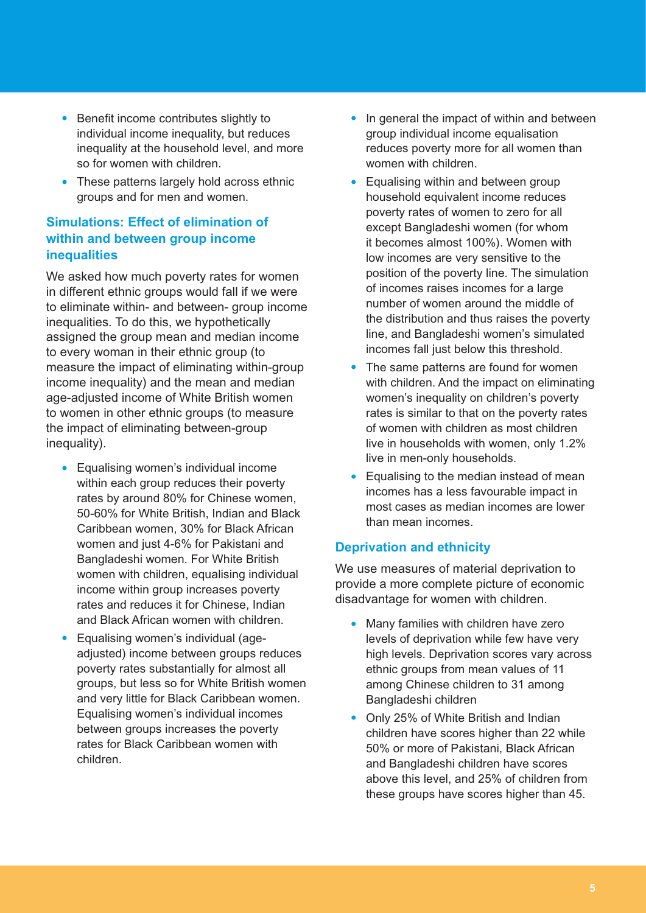- Benefit income contributes slightly to individual income inequality, but reduces inequality at the household level, and more so for women with children.
- These patterns largely hold across ethnic groups and for men and women.

### Simulations: Effect of elimination of within and between group income inequalities

We asked how much poverty rates for women in different ethnic groups would fall if we were to eliminate within- and between- group income inequalities. To do this, we hypothetically assigned the group mean and median income to every woman in their ethnic group (to measure the impact of eliminating within-group income inequality) and the mean and median age-adjusted income of White British women to women in other ethnic groups (to measure the impact of eliminating between-group inequality).

- Equalising women's individual income within each group reduces their poverty rates by around 80% for Chinese women, 50-60% for White British, Indian and Black Caribbean women, 30% for Black African women and just 4-6% for Pakistani and Bangladeshi women. For White British women with children, equalising individual income within group increases poverty rates and reduces it for Chinese, Indian and Black African women with children.
- Equalising women's individual (age-adjusted) income between groups reduces poverty rates substantially for almost all groups, but less so for White British women and very little for Black Caribbean women. Equalising women's individual incomes between groups increases the poverty rates for Black Caribbean women with children.
- In general the impact of within and between group individual income equalisation reduces poverty more for all women than women with children.
- Equalising within and between group household equivalent income reduces poverty rates of women to zero for all except Bangladeshi women (for whom it becomes almost 100%). Women with low incomes are very sensitive to the position of the poverty line. The simulation of incomes raises incomes for a large number of women around the middle of the distribution and thus raises the poverty line, and Bangladeshi women's simulated incomes fall just below this threshold.
- The same patterns are found for women with children. And the impact on eliminating women's inequality on children's poverty rates is similar to that on the poverty rates of women with children as most children live in households with women, only 1.2% live in men-only households.
- Equalising to the median instead of mean incomes has a less favourable impact in most cases as median incomes are lower than mean incomes.

### Deprivation and ethnicity

We use measures of material deprivation to provide a more complete picture of economic disadvantage for women with children.

- Many families with children have zero levels of deprivation while few have very high levels. Deprivation scores vary across ethnic groups from mean values of 11 among Chinese children to 31 among Bangladeshi children
- Only 25% of White British and Indian children have scores higher than 22 while 50% or more of Pakistani, Black African and Bangladeshi children have scores above this level, and 25% of children from these groups have scores higher than 45.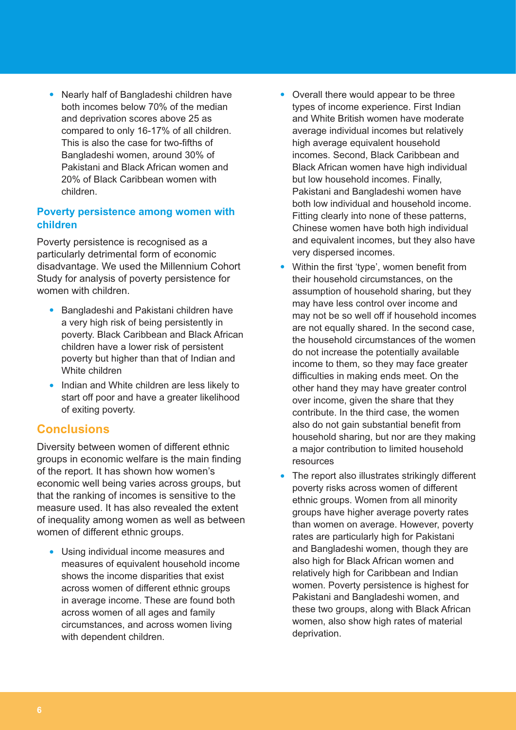- Nearly half of Bangladeshi children have both incomes below 70% of the median and deprivation scores above 25 as compared to only 16-17% of all children. This is also the case for two-fifths of Bangladeshi women, around 30% of Pakistani and Black African women and 20% of Black Caribbean women with children.

## Poverty persistence among women with children

Poverty persistence is recognised as a particularly detrimental form of economic disadvantage. We used the Millennium Cohort Study for analysis of poverty persistence for women with children.

- Bangladeshi and Pakistani children have a very high risk of being persistently in poverty. Black Caribbean and Black African children have a lower risk of persistent poverty but higher than that of Indian and White children
- Indian and White children are less likely to start off poor and have a greater likelihood of exiting poverty.

# Conclusions

Diversity between women of different ethnic groups in economic welfare is the main finding of the report. It has shown how women's economic well being varies across groups, but that the ranking of incomes is sensitive to the measure used. It has also revealed the extent of inequality among women as well as between women of different ethnic groups.

- Using individual income measures and measures of equivalent household income shows the income disparities that exist across women of different ethnic groups in average income. These are found both across women of all ages and family circumstances, and across women living with dependent children.
- Overall there would appear to be three types of income experience. First Indian and White British women have moderate average individual incomes but relatively high average equivalent household incomes. Second, Black Caribbean and Black African women have high individual but low household incomes. Finally, Pakistani and Bangladeshi women have both low individual and household income. Fitting clearly into none of these patterns, Chinese women have both high individual and equivalent incomes, but they also have very dispersed incomes.
- Within the first 'type', women benefit from their household circumstances, on the assumption of household sharing, but they may have less control over income and may not be so well off if household incomes are not equally shared. In the second case, the household circumstances of the women do not increase the potentially available income to them, so they may face greater difficulties in making ends meet. On the other hand they may have greater control over income, given the share that they contribute. In the third case, the women also do not gain substantial benefit from household sharing, but nor are they making a major contribution to limited household resources
- The report also illustrates strikingly different poverty risks across women of different ethnic groups. Women from all minority groups have higher average poverty rates than women on average. However, poverty rates are particularly high for Pakistani and Bangladeshi women, though they are also high for Black African women and relatively high for Caribbean and Indian women. Poverty persistence is highest for Pakistani and Bangladeshi women, and these two groups, along with Black African women, also show high rates of material deprivation.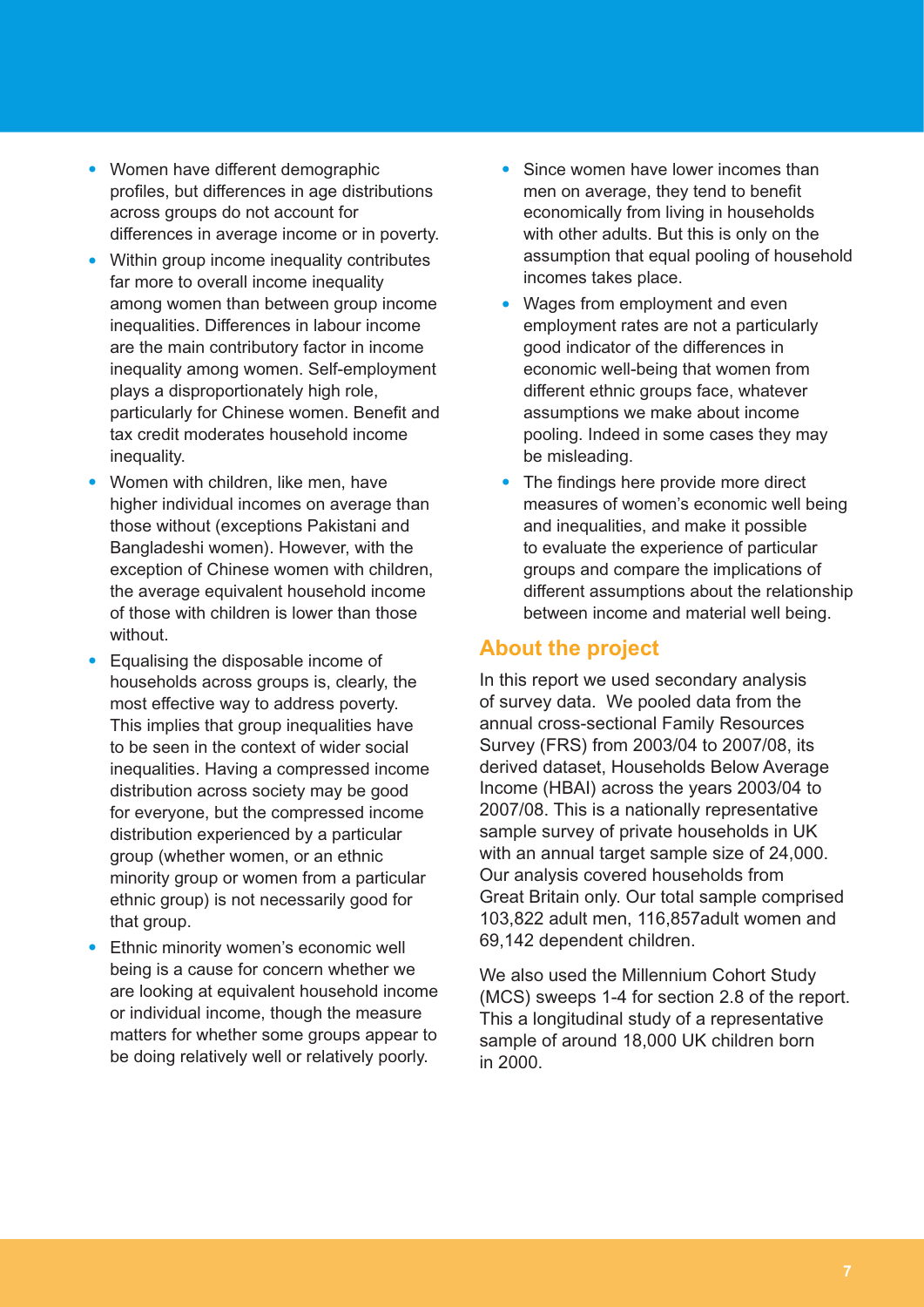- Women have different demographic profiles, but differences in age distributions across groups do not account for differences in average income or in poverty.
- Within group income inequality contributes far more to overall income inequality among women than between group income inequalities. Differences in labour income are the main contributory factor in income inequality among women. Self-employment plays a disproportionately high role, particularly for Chinese women. Benefit and tax credit moderates household income inequality.
- Women with children, like men, have higher individual incomes on average than those without (exceptions Pakistani and Bangladeshi women). However, with the exception of Chinese women with children, the average equivalent household income of those with children is lower than those without.
- Equalising the disposable income of households across groups is, clearly, the most effective way to address poverty. This implies that group inequalities have to be seen in the context of wider social inequalities. Having a compressed income distribution across society may be good for everyone, but the compressed income distribution experienced by a particular group (whether women, or an ethnic minority group or women from a particular ethnic group) is not necessarily good for that group.
- Ethnic minority women's economic well being is a cause for concern whether we are looking at equivalent household income or individual income, though the measure matters for whether some groups appear to be doing relatively well or relatively poorly.
- Since women have lower incomes than men on average, they tend to benefit economically from living in households with other adults. But this is only on the assumption that equal pooling of household incomes takes place.
- Wages from employment and even employment rates are not a particularly good indicator of the differences in economic well-being that women from different ethnic groups face, whatever assumptions we make about income pooling. Indeed in some cases they may be misleading.
- The findings here provide more direct measures of women's economic well being and inequalities, and make it possible to evaluate the experience of particular groups and compare the implications of different assumptions about the relationship between income and material well being.

## About the project

In this report we used secondary analysis of survey data. We pooled data from the annual cross-sectional Family Resources Survey (FRS) from 2003/04 to 2007/08, its derived dataset, Households Below Average Income (HBAI) across the years 2003/04 to 2007/08. This is a nationally representative sample survey of private households in UK with an annual target sample size of 24,000. Our analysis covered households from Great Britain only. Our total sample comprised 103,822 adult men, 116,857adult women and 69,142 dependent children.

We also used the Millennium Cohort Study (MCS) sweeps 1-4 for section 2.8 of the report. This a longitudinal study of a representative sample of around 18,000 UK children born in 2000.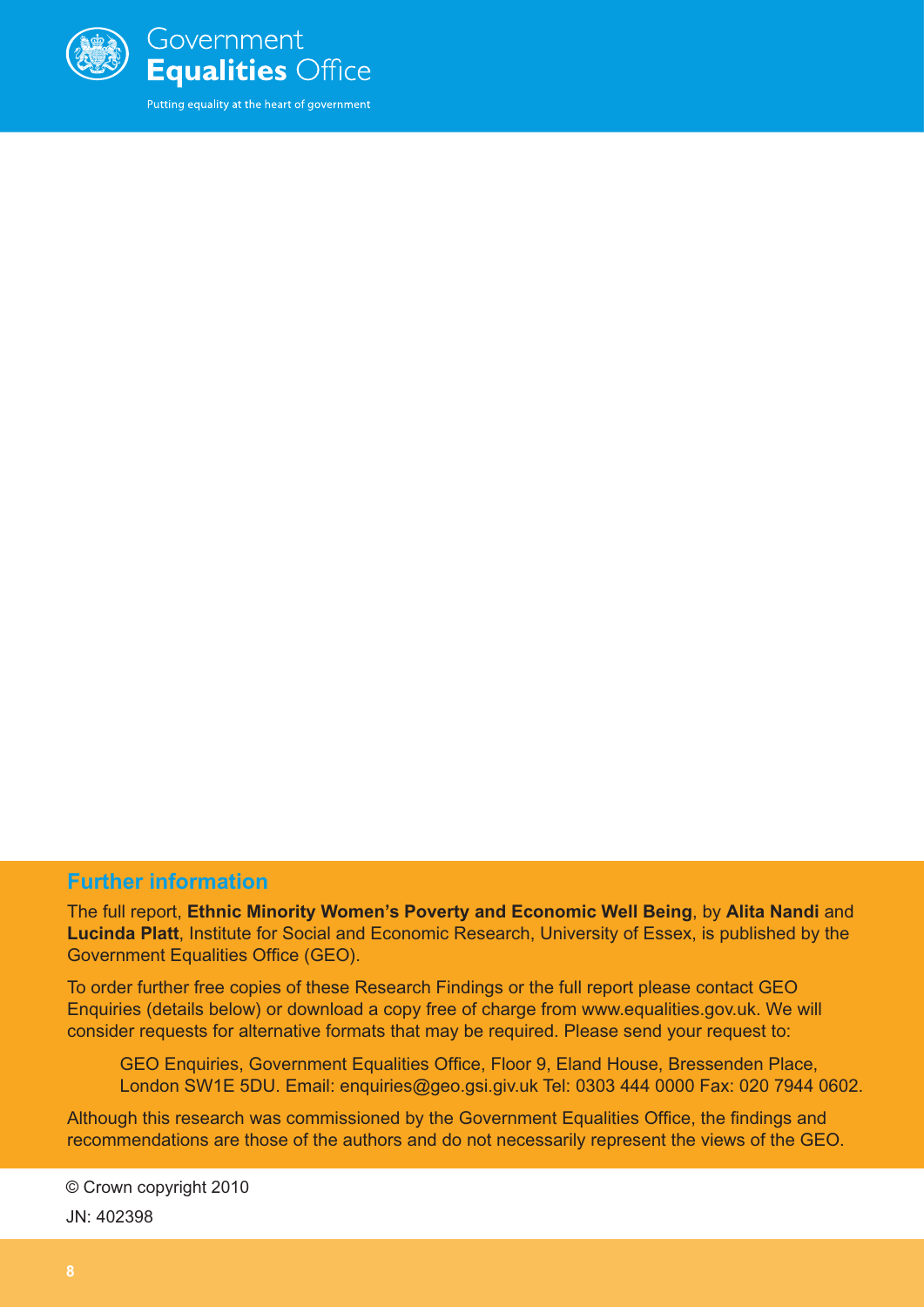Government
**Equalities** Office

Putting equality at the heart of government

## Further information

The full report, **Ethnic Minority Women's Poverty and Economic Well Being**, by **Alita Nandi** and **Lucinda Platt**, Institute for Social and Economic Research, University of Essex, is published by the Government Equalities Office (GEO).

To order further free copies of these Research Findings or the full report please contact GEO Enquiries (details below) or download a copy free of charge from www.equalities.gov.uk. We will consider requests for alternative formats that may be required. Please send your request to:

> GEO Enquiries, Government Equalities Office, Floor 9, Eland House, Bressenden Place, London SW1E 5DU. Email: enquiries@geo.gsi.giv.uk Tel: 0303 444 0000 Fax: 020 7944 0602.

Although this research was commissioned by the Government Equalities Office, the findings and recommendations are those of the authors and do not necessarily represent the views of the GEO.

© Crown copyright 2010

JN: 402398